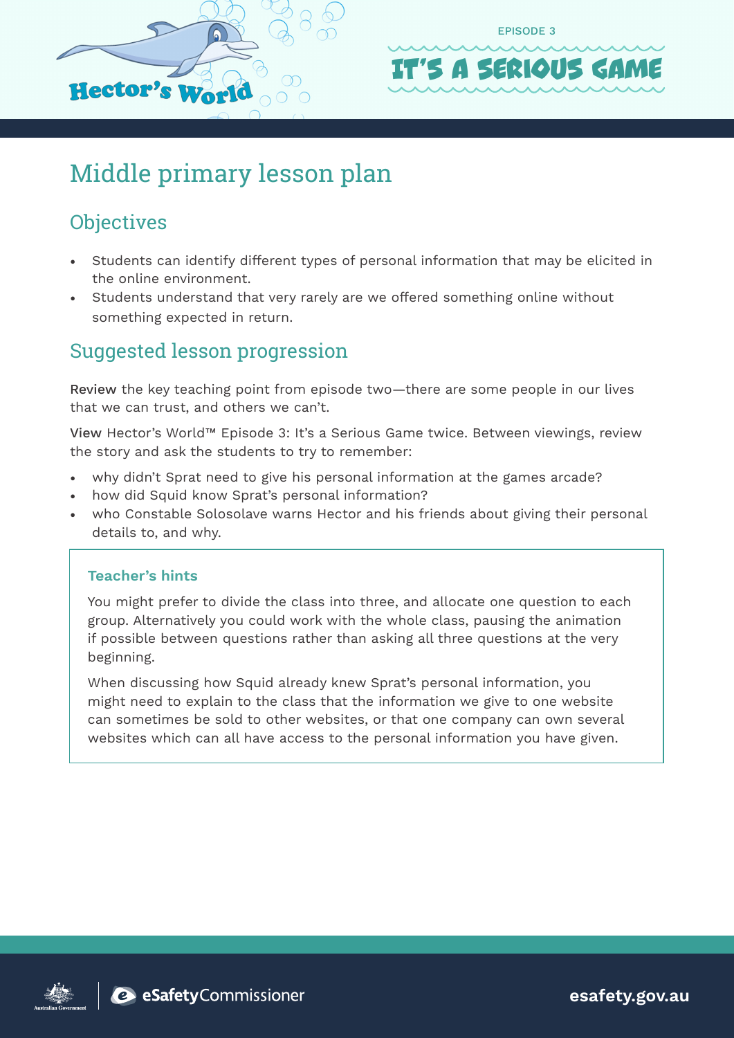EPISODE 3

# IT'S A SERIOUS GAME

## Middle primary lesson plan

### Objectives

- Students can identify different types of personal information that may be elicited in the online environment.
- Students understand that very rarely are we offered something online without something expected in return.

### Suggested lesson progression

**Review** the key teaching point from episode two—there are some people in our lives that we can trust, and others we can't.

**View** Hector's World™ Episode 3: It's a Serious Game twice. Between viewings, review the story and ask the students to try to remember:

- why didn't Sprat need to give his personal information at the games arcade?
- how did Squid know Sprat's personal information?
- who Constable Solosolave warns Hector and his friends about giving their personal details to, and why.

> **Teacher's hints**
>
> You might prefer to divide the class into three, and allocate one question to each group. Alternatively you could work with the whole class, pausing the animation if possible between questions rather than asking all three questions at the very beginning.
>
> When discussing how Squid already knew Sprat's personal information, you might need to explain to the class that the information we give to one website can sometimes be sold to other websites, or that one company can own several websites which can all have access to the personal information you have given.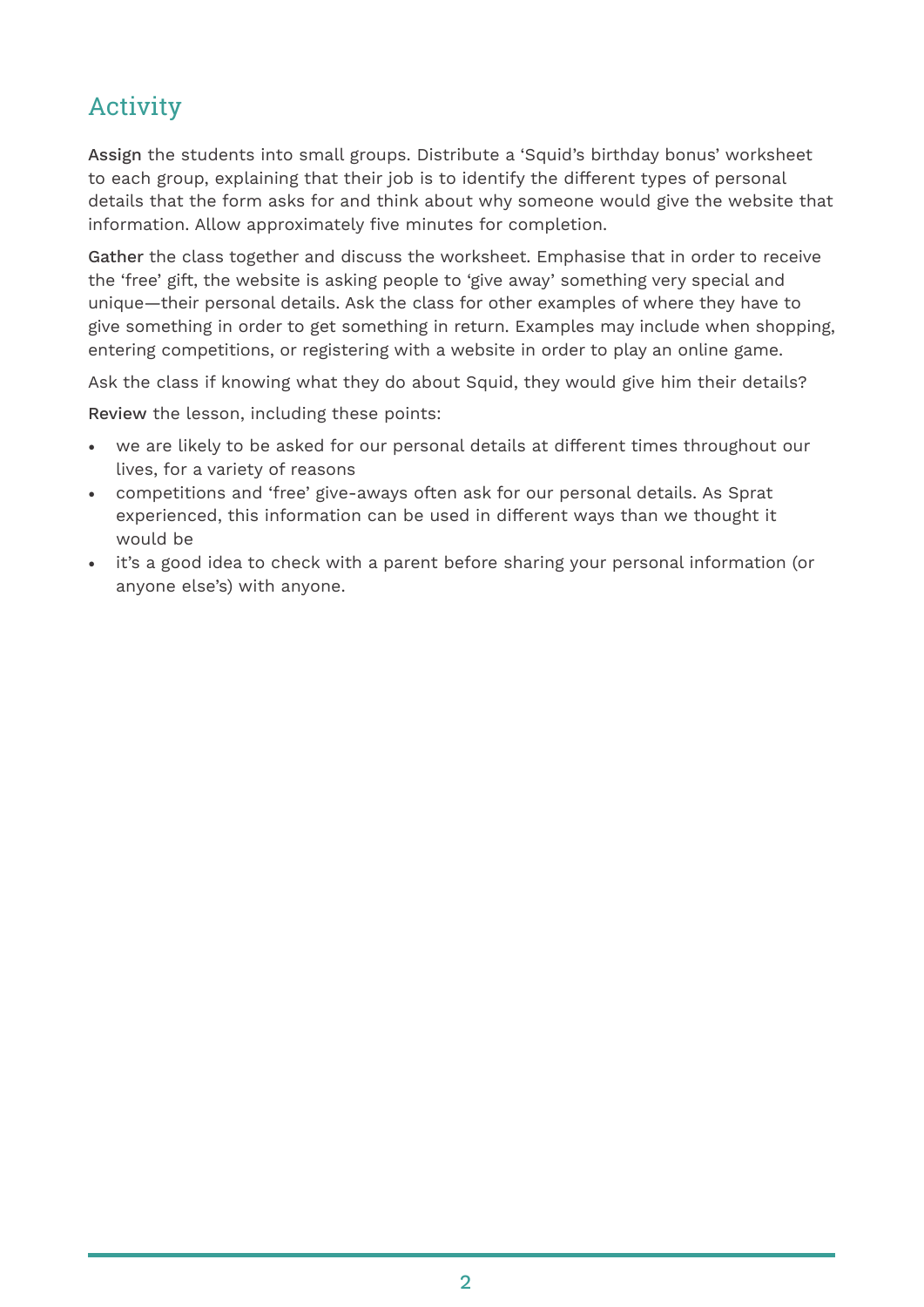## Activity

**Assign** the students into small groups. Distribute a 'Squid's birthday bonus' worksheet to each group, explaining that their job is to identify the different types of personal details that the form asks for and think about why someone would give the website that information. Allow approximately five minutes for completion.

**Gather** the class together and discuss the worksheet. Emphasise that in order to receive the 'free' gift, the website is asking people to 'give away' something very special and unique—their personal details. Ask the class for other examples of where they have to give something in order to get something in return. Examples may include when shopping, entering competitions, or registering with a website in order to play an online game.

Ask the class if knowing what they do about Squid, they would give him their details?

**Review** the lesson, including these points:

- we are likely to be asked for our personal details at different times throughout our lives, for a variety of reasons
- competitions and 'free' give-aways often ask for our personal details. As Sprat experienced, this information can be used in different ways than we thought it would be
- it's a good idea to check with a parent before sharing your personal information (or anyone else's) with anyone.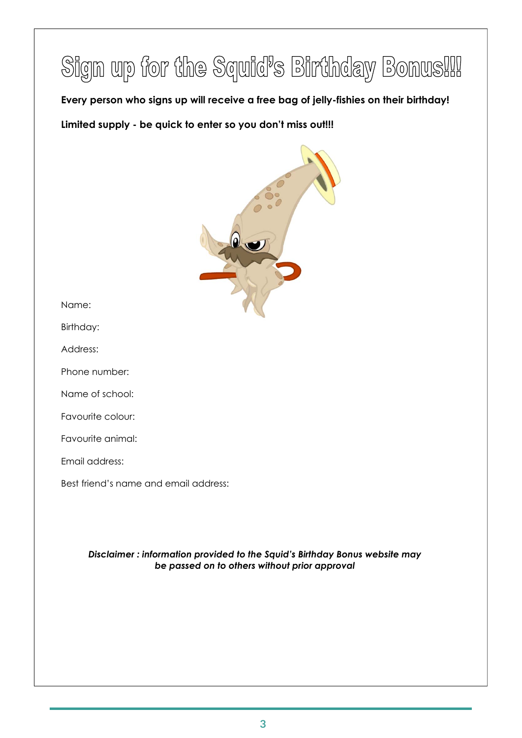# Sign up for the Squid's Birthday Bonus!!!

**Every person who signs up will receive a free bag of jelly-fishies on their birthday!**

**Limited supply - be quick to enter so you don't miss out!!!**

Name:

Birthday:

Address:

Phone number:

Name of school:

Favourite colour:

Favourite animal:

Email address:

Best friend's name and email address:

***Disclaimer : information provided to the Squid's Birthday Bonus website may be passed on to others without prior approval***